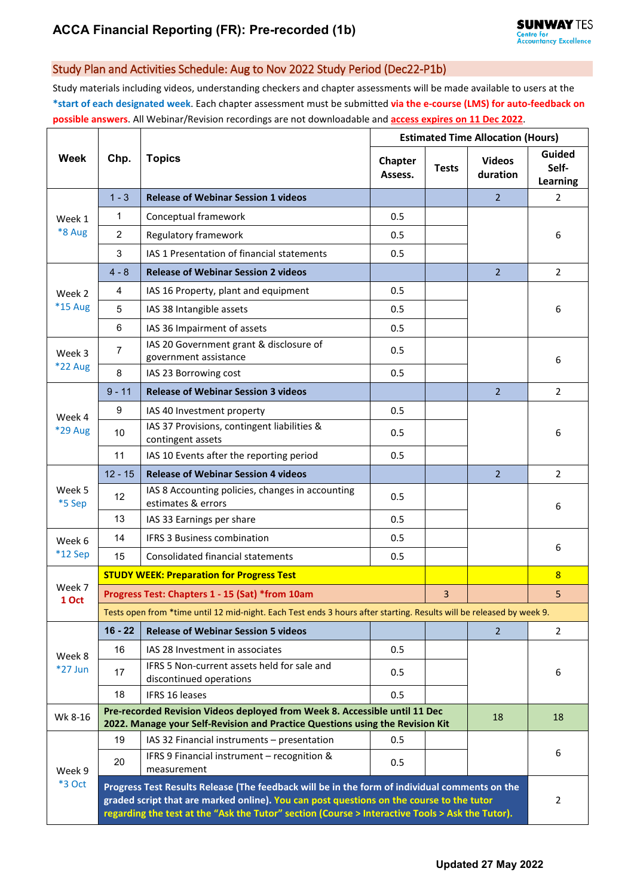# ACCA Financial Reporting (FR): Pre-recorded (1b)

SUNWAY TES Centre for Accountancy Excellence

## Study Plan and Activities Schedule: Aug to Nov 2022 Study Period (Dec22-P1b)

Study materials including videos, understanding checkers and chapter assessments will be made available to users at the **\*start of each designated week**. Each chapter assessment must be submitted **via the e-course (LMS) for auto-feedback on possible answers**. All Webinar/Revision recordings are not downloadable and **access expires on 11 Dec 2022**.

| Week | Chp. | Topics | Estimated Time Allocation (Hours) | | | |
|---|---|---|---|---|---|---|
| | | | Chapter Assess. | Tests | Videos duration | Guided Self-Learning |
| Week 1 *8 Aug | 1 - 3 | **Release of Webinar Session 1 videos** | | | 2 | 2 |
| | 1 | Conceptual framework | 0.5 | | | 6 |
| | 2 | Regulatory framework | 0.5 | | | |
| | 3 | IAS 1 Presentation of financial statements | 0.5 | | | |
| Week 2 *15 Aug | 4 - 8 | **Release of Webinar Session 2 videos** | | | 2 | 2 |
| | 4 | IAS 16 Property, plant and equipment | 0.5 | | | 6 |
| | 5 | IAS 38 Intangible assets | 0.5 | | | |
| | 6 | IAS 36 Impairment of assets | 0.5 | | | |
| Week 3 *22 Aug | 7 | IAS 20 Government grant & disclosure of government assistance | 0.5 | | | 6 |
| | 8 | IAS 23 Borrowing cost | 0.5 | | | |
| Week 4 *29 Aug | 9 - 11 | **Release of Webinar Session 3 videos** | | | 2 | 2 |
| | 9 | IAS 40 Investment property | 0.5 | | | 6 |
| | 10 | IAS 37 Provisions, contingent liabilities & contingent assets | 0.5 | | | |
| | 11 | IAS 10 Events after the reporting period | 0.5 | | | |
| Week 5 *5 Sep | 12 - 15 | **Release of Webinar Session 4 videos** | | | 2 | 2 |
| | 12 | IAS 8 Accounting policies, changes in accounting estimates & errors | 0.5 | | | 6 |
| | 13 | IAS 33 Earnings per share | 0.5 | | | |
| Week 6 *12 Sep | 14 | IFRS 3 Business combination | 0.5 | | | 6 |
| | 15 | Consolidated financial statements | 0.5 | | | |
| Week 7 **1 Oct** | **STUDY WEEK: Preparation for Progress Test** | | | | | 8 |
| | **Progress Test: Chapters 1 - 15 (Sat) *from 10am** | | | 3 | | 5 |
| | Tests open from *time until 12 mid-night. Each Test ends 3 hours after starting. Results will be released by week 9. | | | | | |
| Week 8 *27 Jun | **16 - 22** | **Release of Webinar Session 5 videos** | | | 2 | 2 |
| | 16 | IAS 28 Investment in associates | 0.5 | | | 6 |
| | 17 | IFRS 5 Non-current assets held for sale and discontinued operations | 0.5 | | | |
| | 18 | IFRS 16 leases | 0.5 | | | |
| Wk 8-16 | **Pre-recorded Revision Videos deployed from Week 8. Accessible until 11 Dec 2022. Manage your Self-Revision and Practice Questions using the Revision Kit** | | | | 18 | 18 |
| Week 9 *3 Oct | 19 | IAS 32 Financial instruments – presentation | 0.5 | | | 6 |
| | 20 | IFRS 9 Financial instrument – recognition & measurement | 0.5 | | | |
| | **Progress Test Results Release (The feedback will be in the form of individual comments on the graded script that are marked online). You can post questions on the course to the tutor regarding the test at the "Ask the Tutor" section (Course > Interactive Tools > Ask the Tutor).** | | | | | 2 |

**Updated 27 May 2022**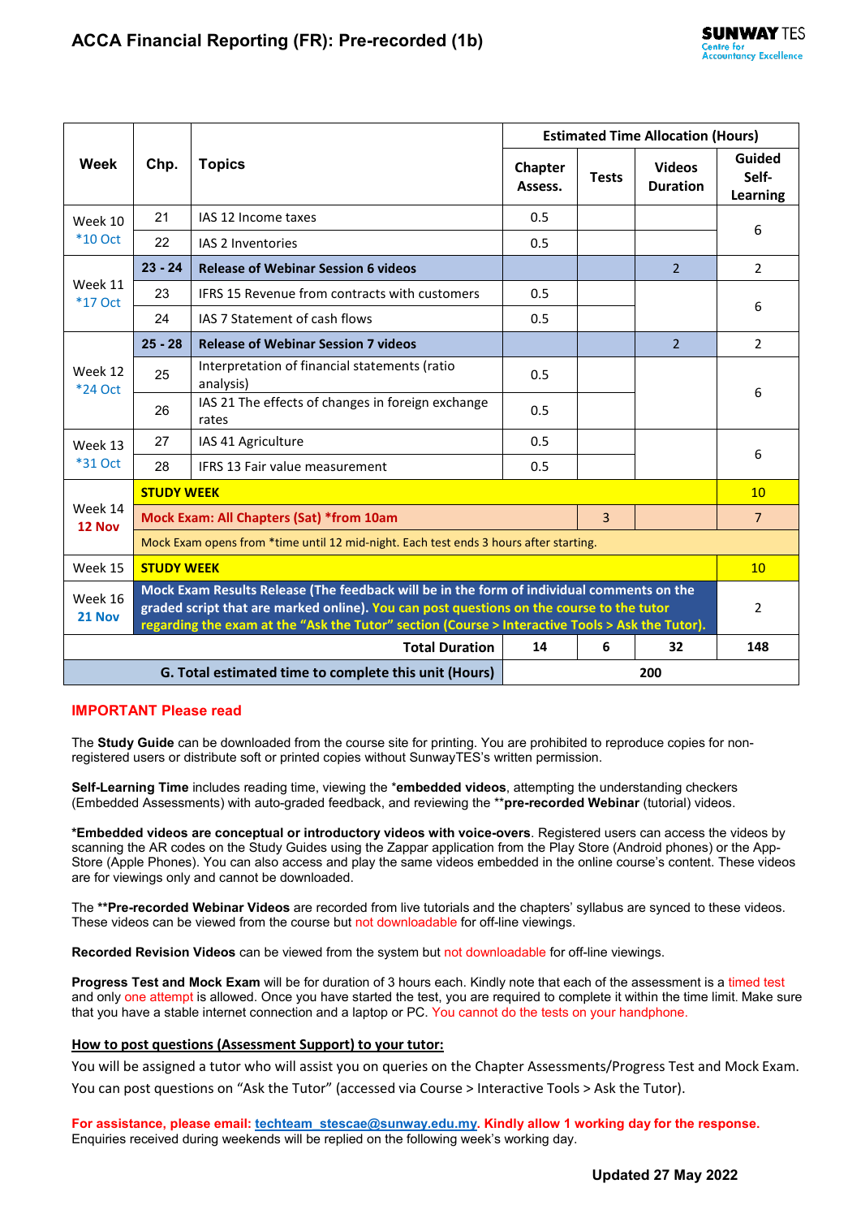# ACCA Financial Reporting (FR): Pre-recorded (1b)

| Week | Chp. | Topics | Estimated Time Allocation (Hours) | | | |
|---|---|---|---|---|---|---|
| | | | Chapter Assess. | Tests | Videos Duration | Guided Self-Learning |
| Week 10 *10 Oct | 21 | IAS 12 Income taxes | 0.5 | | | 6 |
| | 22 | IAS 2 Inventories | 0.5 | | | |
| Week 11 *17 Oct | 23 - 24 | **Release of Webinar Session 6 videos** | | | 2 | 2 |
| | 23 | IFRS 15 Revenue from contracts with customers | 0.5 | | | 6 |
| | 24 | IAS 7 Statement of cash flows | 0.5 | | | |
| Week 12 *24 Oct | 25 - 28 | **Release of Webinar Session 7 videos** | | | 2 | 2 |
| | 25 | Interpretation of financial statements (ratio analysis) | 0.5 | | | 6 |
| | 26 | IAS 21 The effects of changes in foreign exchange rates | 0.5 | | | |
| Week 13 *31 Oct | 27 | IAS 41 Agriculture | 0.5 | | | 6 |
| | 28 | IFRS 13 Fair value measurement | 0.5 | | | |
| Week 14 **12 Nov** | **STUDY WEEK** | | | | | 10 |
| | **Mock Exam: All Chapters (Sat) *from 10am** | | | 3 | | 7 |
| | Mock Exam opens from *time until 12 mid-night. Each test ends 3 hours after starting. | | | | | |
| Week 15 | **STUDY WEEK** | | | | | 10 |
| Week 16 **21 Nov** | **Mock Exam Results Release (The feedback will be in the form of individual comments on the graded script that are marked online). You can post questions on the course to the tutor regarding the exam at the "Ask the Tutor" section (Course > Interactive Tools > Ask the Tutor).** | | | | | 2 |
| **Total Duration** | | | **14** | **6** | **32** | **148** |
| **G. Total estimated time to complete this unit (Hours)** | | | **200** | | | |

**IMPORTANT Please read**

The **Study Guide** can be downloaded from the course site for printing. You are prohibited to reproduce copies for non-registered users or distribute soft or printed copies without SunwayTES's written permission.

**Self-Learning Time** includes reading time, viewing the ***embedded videos**, attempting the understanding checkers (Embedded Assessments) with auto-graded feedback, and reviewing the ****pre-recorded Webinar** (tutorial) videos.

***Embedded videos are conceptual or introductory videos with voice-overs**. Registered users can access the videos by scanning the AR codes on the Study Guides using the Zappar application from the Play Store (Android phones) or the App-Store (Apple Phones). You can also access and play the same videos embedded in the online course's content. These videos are for viewings only and cannot be downloaded.

The ****Pre-recorded Webinar Videos** are recorded from live tutorials and the chapters' syllabus are synced to these videos. These videos can be viewed from the course but not downloadable for off-line viewings.

**Recorded Revision Videos** can be viewed from the system but not downloadable for off-line viewings.

**Progress Test and Mock Exam** will be for duration of 3 hours each. Kindly note that each of the assessment is a timed test and only one attempt is allowed. Once you have started the test, you are required to complete it within the time limit. Make sure that you have a stable internet connection and a laptop or PC. You cannot do the tests on your handphone.

**How to post questions (Assessment Support) to your tutor:**

You will be assigned a tutor who will assist you on queries on the Chapter Assessments/Progress Test and Mock Exam. You can post questions on "Ask the Tutor" (accessed via Course > Interactive Tools > Ask the Tutor).

**For assistance, please email: techteam_stescae@sunway.edu.my. Kindly allow 1 working day for the response.**
Enquiries received during weekends will be replied on the following week's working day.

**Updated 27 May 2022**